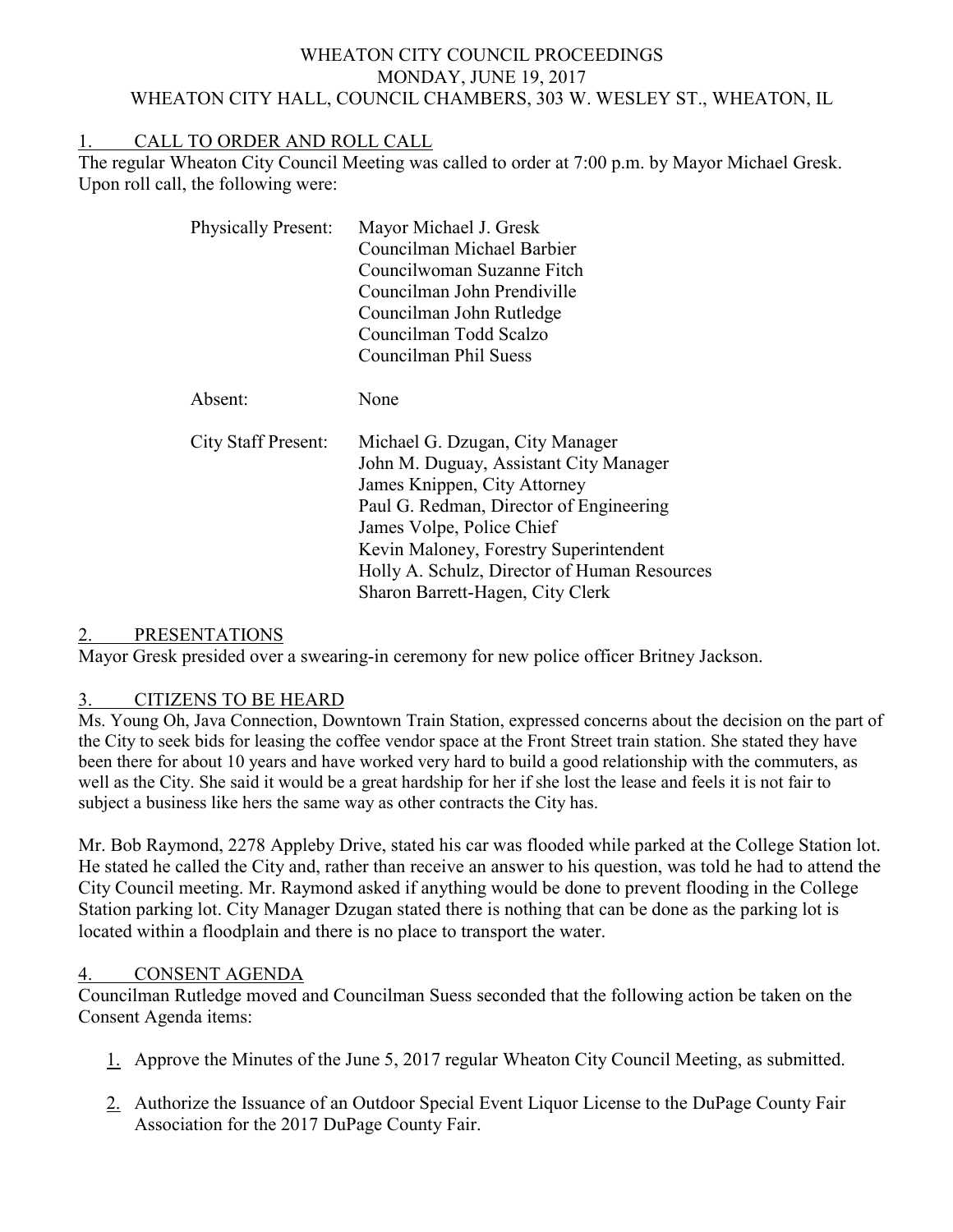# WHEATON CITY COUNCIL PROCEEDINGS
## MONDAY, JUNE 19, 2017
## WHEATON CITY HALL, COUNCIL CHAMBERS, 303 W. WESLEY ST., WHEATON, IL

## 1. CALL TO ORDER AND ROLL CALL

The regular Wheaton City Council Meeting was called to order at 7:00 p.m. by Mayor Michael Gresk. Upon roll call, the following were:

| | |
|---|---|
| Physically Present: | Mayor Michael J. Gresk<br>Councilman Michael Barbier<br>Councilwoman Suzanne Fitch<br>Councilman John Prendiville<br>Councilman John Rutledge<br>Councilman Todd Scalzo<br>Councilman Phil Suess |
| Absent: | None |
| City Staff Present: | Michael G. Dzugan, City Manager<br>John M. Duguay, Assistant City Manager<br>James Knippen, City Attorney<br>Paul G. Redman, Director of Engineering<br>James Volpe, Police Chief<br>Kevin Maloney, Forestry Superintendent<br>Holly A. Schulz, Director of Human Resources<br>Sharon Barrett-Hagen, City Clerk |

## 2. PRESENTATIONS

Mayor Gresk presided over a swearing-in ceremony for new police officer Britney Jackson.

## 3. CITIZENS TO BE HEARD

Ms. Young Oh, Java Connection, Downtown Train Station, expressed concerns about the decision on the part of the City to seek bids for leasing the coffee vendor space at the Front Street train station. She stated they have been there for about 10 years and have worked very hard to build a good relationship with the commuters, as well as the City. She said it would be a great hardship for her if she lost the lease and feels it is not fair to subject a business like hers the same way as other contracts the City has.

Mr. Bob Raymond, 2278 Appleby Drive, stated his car was flooded while parked at the College Station lot. He stated he called the City and, rather than receive an answer to his question, was told he had to attend the City Council meeting. Mr. Raymond asked if anything would be done to prevent flooding in the College Station parking lot. City Manager Dzugan stated there is nothing that can be done as the parking lot is located within a floodplain and there is no place to transport the water.

## 4. CONSENT AGENDA

Councilman Rutledge moved and Councilman Suess seconded that the following action be taken on the Consent Agenda items:

1. Approve the Minutes of the June 5, 2017 regular Wheaton City Council Meeting, as submitted.
2. Authorize the Issuance of an Outdoor Special Event Liquor License to the DuPage County Fair Association for the 2017 DuPage County Fair.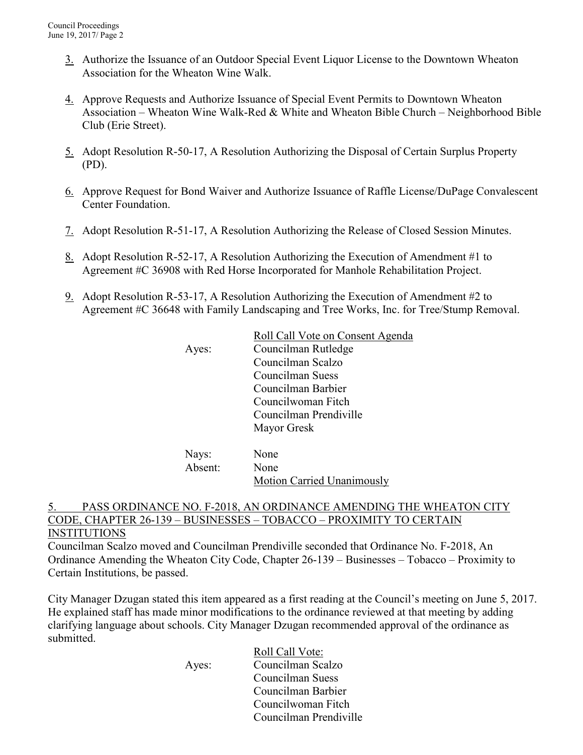3. Authorize the Issuance of an Outdoor Special Event Liquor License to the Downtown Wheaton Association for the Wheaton Wine Walk.

4. Approve Requests and Authorize Issuance of Special Event Permits to Downtown Wheaton Association – Wheaton Wine Walk-Red & White and Wheaton Bible Church – Neighborhood Bible Club (Erie Street).

5. Adopt Resolution R-50-17, A Resolution Authorizing the Disposal of Certain Surplus Property (PD).

6. Approve Request for Bond Waiver and Authorize Issuance of Raffle License/DuPage Convalescent Center Foundation.

7. Adopt Resolution R-51-17, A Resolution Authorizing the Release of Closed Session Minutes.

8. Adopt Resolution R-52-17, A Resolution Authorizing the Execution of Amendment #1 to Agreement #C 36908 with Red Horse Incorporated for Manhole Rehabilitation Project.

9. Adopt Resolution R-53-17, A Resolution Authorizing the Execution of Amendment #2 to Agreement #C 36648 with Family Landscaping and Tree Works, Inc. for Tree/Stump Removal.

Roll Call Vote on Consent Agenda

Ayes: Councilman Rutledge
Councilman Scalzo
Councilman Suess
Councilman Barbier
Councilwoman Fitch
Councilman Prendiville
Mayor Gresk

Nays: None
Absent: None

Motion Carried Unanimously

## 5. PASS ORDINANCE NO. F-2018, AN ORDINANCE AMENDING THE WHEATON CITY CODE, CHAPTER 26-139 – BUSINESSES – TOBACCO – PROXIMITY TO CERTAIN INSTITUTIONS

Councilman Scalzo moved and Councilman Prendiville seconded that Ordinance No. F-2018, An Ordinance Amending the Wheaton City Code, Chapter 26-139 – Businesses – Tobacco – Proximity to Certain Institutions, be passed.

City Manager Dzugan stated this item appeared as a first reading at the Council's meeting on June 5, 2017. He explained staff has made minor modifications to the ordinance reviewed at that meeting by adding clarifying language about schools. City Manager Dzugan recommended approval of the ordinance as submitted.

Roll Call Vote:

Ayes: Councilman Scalzo
Councilman Suess
Councilman Barbier
Councilwoman Fitch
Councilman Prendiville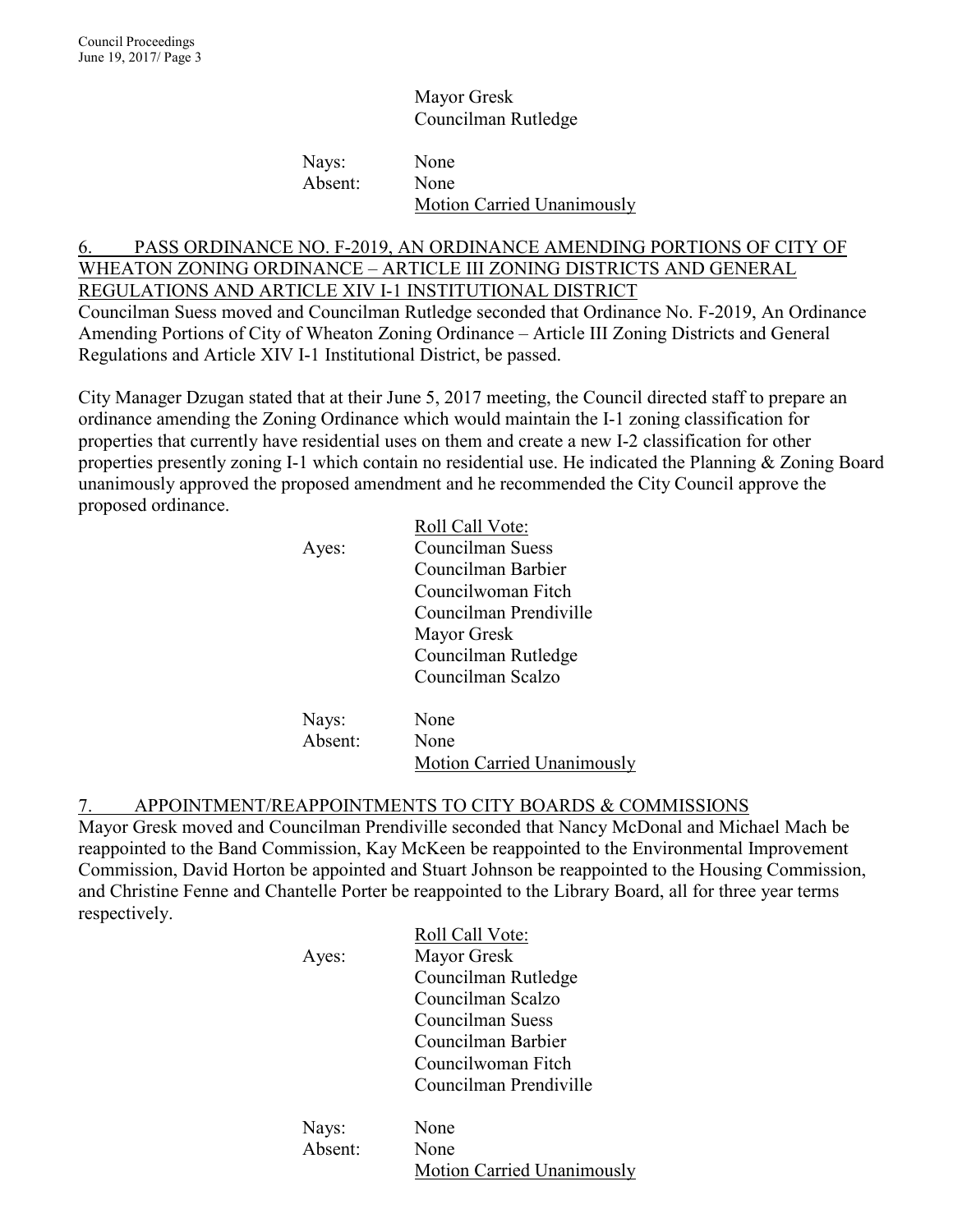Mayor Gresk
Councilman Rutledge

Nays: None
Absent: None
Motion Carried Unanimously

## 6. PASS ORDINANCE NO. F-2019, AN ORDINANCE AMENDING PORTIONS OF CITY OF WHEATON ZONING ORDINANCE – ARTICLE III ZONING DISTRICTS AND GENERAL REGULATIONS AND ARTICLE XIV I-1 INSTITUTIONAL DISTRICT

Councilman Suess moved and Councilman Rutledge seconded that Ordinance No. F-2019, An Ordinance Amending Portions of City of Wheaton Zoning Ordinance – Article III Zoning Districts and General Regulations and Article XIV I-1 Institutional District, be passed.

City Manager Dzugan stated that at their June 5, 2017 meeting, the Council directed staff to prepare an ordinance amending the Zoning Ordinance which would maintain the I-1 zoning classification for properties that currently have residential uses on them and create a new I-2 classification for other properties presently zoning I-1 which contain no residential use. He indicated the Planning & Zoning Board unanimously approved the proposed amendment and he recommended the City Council approve the proposed ordinance.

Roll Call Vote:

Ayes: Councilman Suess
Councilman Barbier
Councilwoman Fitch
Councilman Prendiville
Mayor Gresk
Councilman Rutledge
Councilman Scalzo

Nays: None
Absent: None
Motion Carried Unanimously

## 7. APPOINTMENT/REAPPOINTMENTS TO CITY BOARDS & COMMISSIONS

Mayor Gresk moved and Councilman Prendiville seconded that Nancy McDonal and Michael Mach be reappointed to the Band Commission, Kay McKeen be reappointed to the Environmental Improvement Commission, David Horton be appointed and Stuart Johnson be reappointed to the Housing Commission, and Christine Fenne and Chantelle Porter be reappointed to the Library Board, all for three year terms respectively.

Roll Call Vote:

Ayes: Mayor Gresk
Councilman Rutledge
Councilman Scalzo
Councilman Suess
Councilman Barbier
Councilwoman Fitch
Councilman Prendiville

Nays: None
Absent: None
Motion Carried Unanimously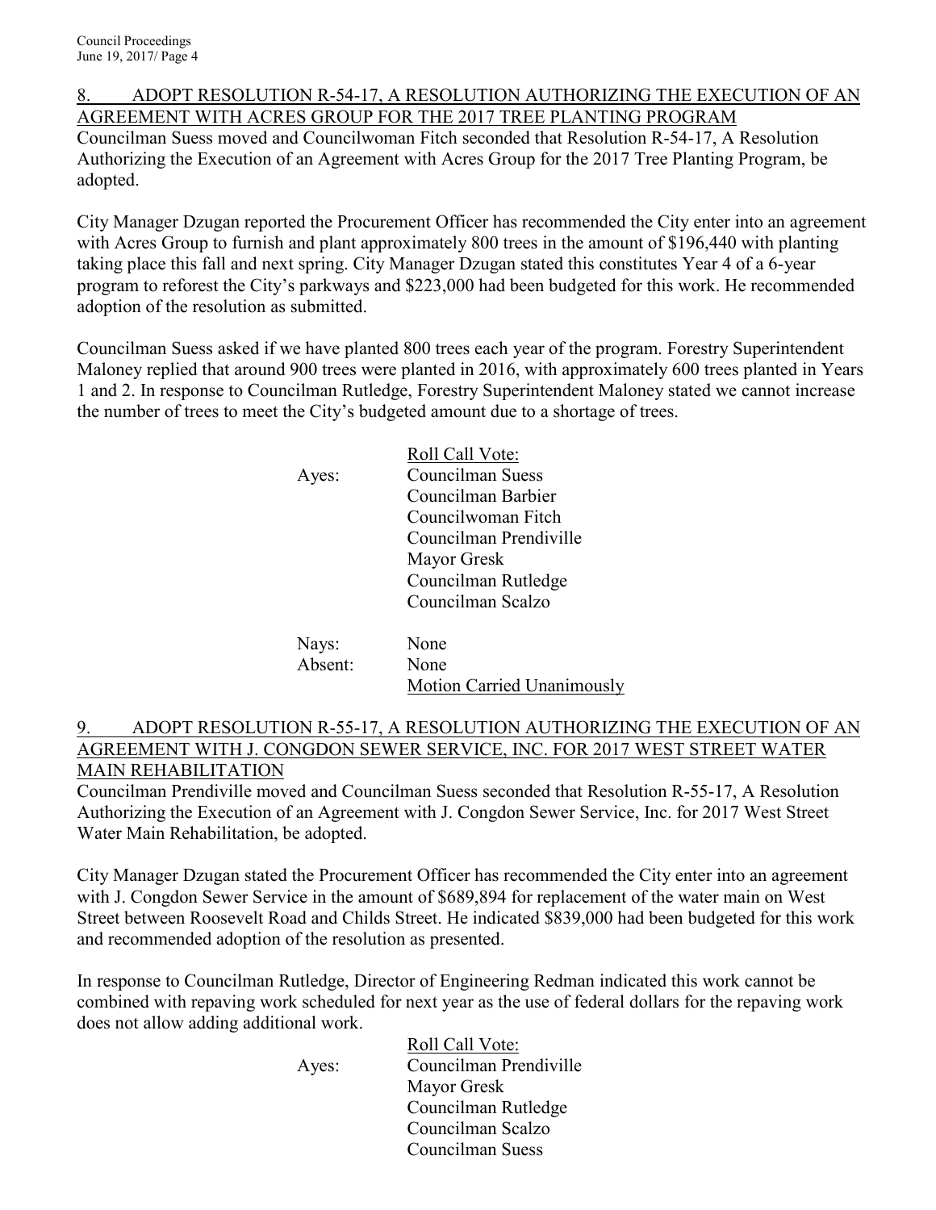## 8. ADOPT RESOLUTION R-54-17, A RESOLUTION AUTHORIZING THE EXECUTION OF AN AGREEMENT WITH ACRES GROUP FOR THE 2017 TREE PLANTING PROGRAM

Councilman Suess moved and Councilwoman Fitch seconded that Resolution R-54-17, A Resolution Authorizing the Execution of an Agreement with Acres Group for the 2017 Tree Planting Program, be adopted.

City Manager Dzugan reported the Procurement Officer has recommended the City enter into an agreement with Acres Group to furnish and plant approximately 800 trees in the amount of $196,440 with planting taking place this fall and next spring. City Manager Dzugan stated this constitutes Year 4 of a 6-year program to reforest the City's parkways and $223,000 had been budgeted for this work. He recommended adoption of the resolution as submitted.

Councilman Suess asked if we have planted 800 trees each year of the program. Forestry Superintendent Maloney replied that around 900 trees were planted in 2016, with approximately 600 trees planted in Years 1 and 2. In response to Councilman Rutledge, Forestry Superintendent Maloney stated we cannot increase the number of trees to meet the City's budgeted amount due to a shortage of trees.

| | Roll Call Vote: |
|---|---|
| Ayes: | Councilman Suess |
| | Councilman Barbier |
| | Councilwoman Fitch |
| | Councilman Prendiville |
| | Mayor Gresk |
| | Councilman Rutledge |
| | Councilman Scalzo |
| Nays: | None |
| Absent: | None |
| | Motion Carried Unanimously |

## 9. ADOPT RESOLUTION R-55-17, A RESOLUTION AUTHORIZING THE EXECUTION OF AN AGREEMENT WITH J. CONGDON SEWER SERVICE, INC. FOR 2017 WEST STREET WATER MAIN REHABILITATION

Councilman Prendiville moved and Councilman Suess seconded that Resolution R-55-17, A Resolution Authorizing the Execution of an Agreement with J. Congdon Sewer Service, Inc. for 2017 West Street Water Main Rehabilitation, be adopted.

City Manager Dzugan stated the Procurement Officer has recommended the City enter into an agreement with J. Congdon Sewer Service in the amount of $689,894 for replacement of the water main on West Street between Roosevelt Road and Childs Street. He indicated $839,000 had been budgeted for this work and recommended adoption of the resolution as presented.

In response to Councilman Rutledge, Director of Engineering Redman indicated this work cannot be combined with repaving work scheduled for next year as the use of federal dollars for the repaving work does not allow adding additional work.

| | Roll Call Vote: |
|---|---|
| Ayes: | Councilman Prendiville |
| | Mayor Gresk |
| | Councilman Rutledge |
| | Councilman Scalzo |
| | Councilman Suess |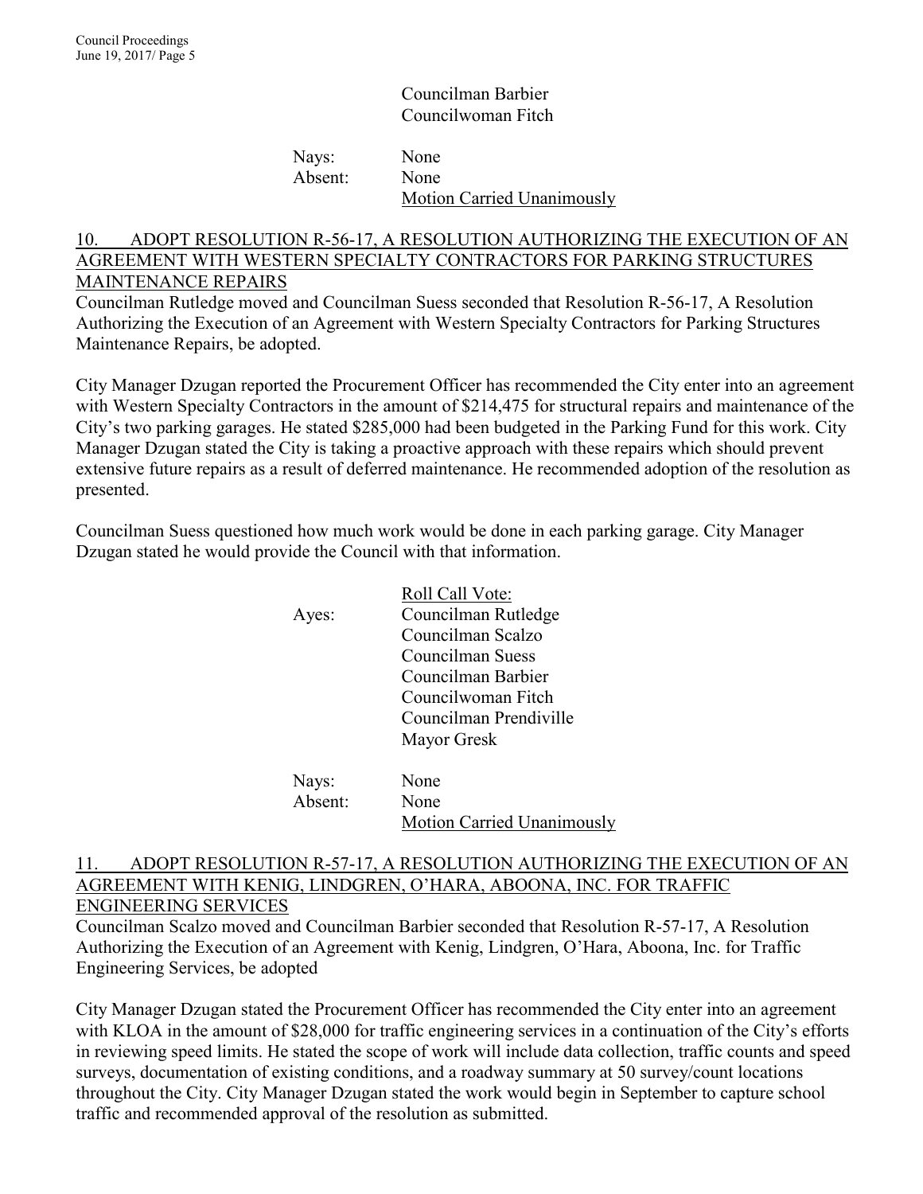Councilman Barbier
Councilwoman Fitch

Nays: None
Absent: None
Motion Carried Unanimously

## 10. ADOPT RESOLUTION R-56-17, A RESOLUTION AUTHORIZING THE EXECUTION OF AN AGREEMENT WITH WESTERN SPECIALTY CONTRACTORS FOR PARKING STRUCTURES MAINTENANCE REPAIRS

Councilman Rutledge moved and Councilman Suess seconded that Resolution R-56-17, A Resolution Authorizing the Execution of an Agreement with Western Specialty Contractors for Parking Structures Maintenance Repairs, be adopted.

City Manager Dzugan reported the Procurement Officer has recommended the City enter into an agreement with Western Specialty Contractors in the amount of $214,475 for structural repairs and maintenance of the City's two parking garages. He stated $285,000 had been budgeted in the Parking Fund for this work. City Manager Dzugan stated the City is taking a proactive approach with these repairs which should prevent extensive future repairs as a result of deferred maintenance. He recommended adoption of the resolution as presented.

Councilman Suess questioned how much work would be done in each parking garage. City Manager Dzugan stated he would provide the Council with that information.

Roll Call Vote:
Ayes: Councilman Rutledge
Councilman Scalzo
Councilman Suess
Councilman Barbier
Councilwoman Fitch
Councilman Prendiville
Mayor Gresk

Nays: None
Absent: None
Motion Carried Unanimously

## 11. ADOPT RESOLUTION R-57-17, A RESOLUTION AUTHORIZING THE EXECUTION OF AN AGREEMENT WITH KENIG, LINDGREN, O'HARA, ABOONA, INC. FOR TRAFFIC ENGINEERING SERVICES

Councilman Scalzo moved and Councilman Barbier seconded that Resolution R-57-17, A Resolution Authorizing the Execution of an Agreement with Kenig, Lindgren, O'Hara, Aboona, Inc. for Traffic Engineering Services, be adopted

City Manager Dzugan stated the Procurement Officer has recommended the City enter into an agreement with KLOA in the amount of $28,000 for traffic engineering services in a continuation of the City's efforts in reviewing speed limits. He stated the scope of work will include data collection, traffic counts and speed surveys, documentation of existing conditions, and a roadway summary at 50 survey/count locations throughout the City. City Manager Dzugan stated the work would begin in September to capture school traffic and recommended approval of the resolution as submitted.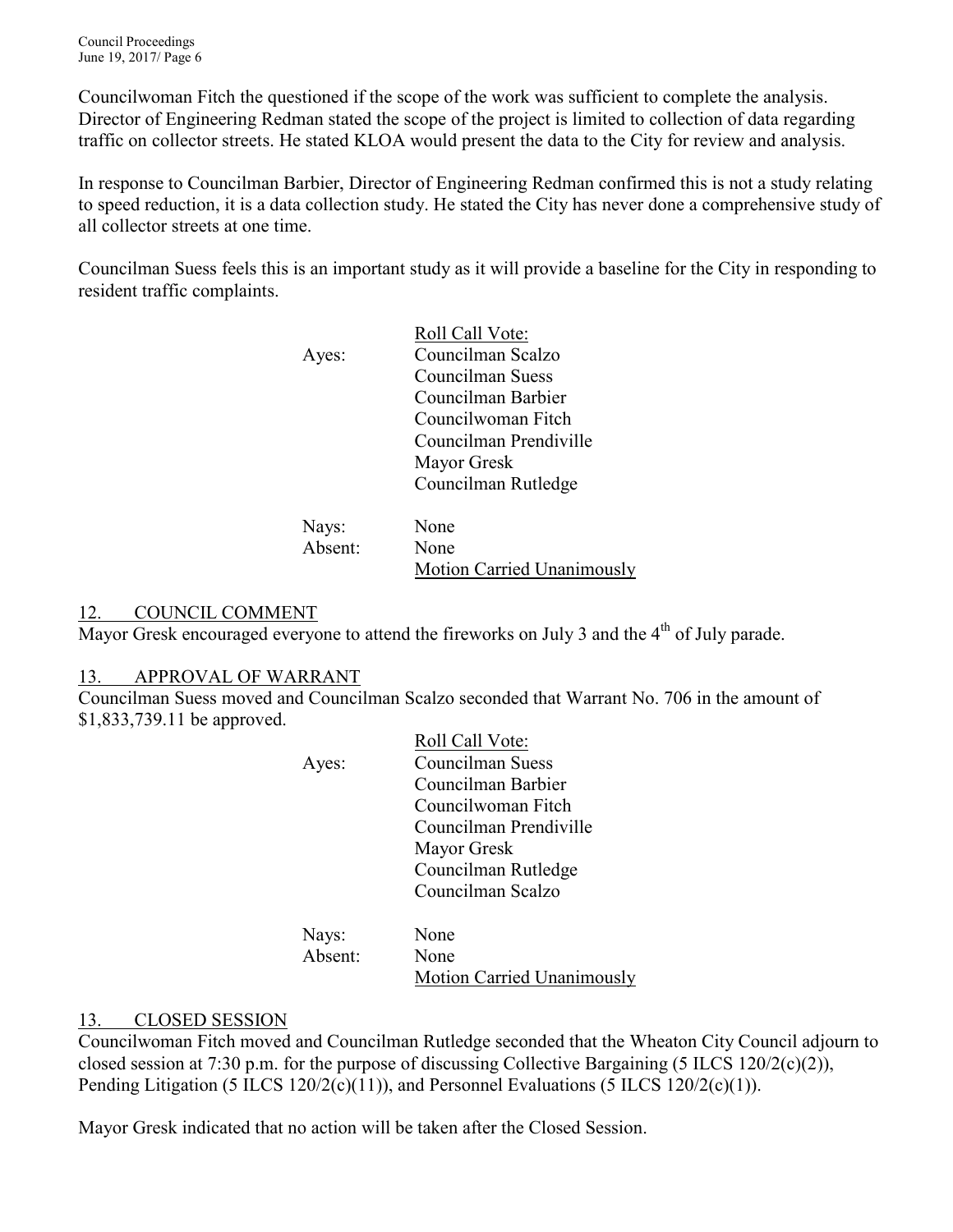Councilwoman Fitch the questioned if the scope of the work was sufficient to complete the analysis. Director of Engineering Redman stated the scope of the project is limited to collection of data regarding traffic on collector streets. He stated KLOA would present the data to the City for review and analysis.

In response to Councilman Barbier, Director of Engineering Redman confirmed this is not a study relating to speed reduction, it is a data collection study. He stated the City has never done a comprehensive study of all collector streets at one time.

Councilman Suess feels this is an important study as it will provide a baseline for the City in responding to resident traffic complaints.

Roll Call Vote:

Ayes:
- Councilman Scalzo
- Councilman Suess
- Councilman Barbier
- Councilwoman Fitch
- Councilman Prendiville
- Mayor Gresk
- Councilman Rutledge

Nays: None
Absent: None
Motion Carried Unanimously

## 12. COUNCIL COMMENT

Mayor Gresk encouraged everyone to attend the fireworks on July 3 and the 4th of July parade.

## 13. APPROVAL OF WARRANT

Councilman Suess moved and Councilman Scalzo seconded that Warrant No. 706 in the amount of $1,833,739.11 be approved.

Roll Call Vote:

Ayes:
- Councilman Suess
- Councilman Barbier
- Councilwoman Fitch
- Councilman Prendiville
- Mayor Gresk
- Councilman Rutledge
- Councilman Scalzo

Nays: None
Absent: None
Motion Carried Unanimously

## 13. CLOSED SESSION

Councilwoman Fitch moved and Councilman Rutledge seconded that the Wheaton City Council adjourn to closed session at 7:30 p.m. for the purpose of discussing Collective Bargaining (5 ILCS 120/2(c)(2)), Pending Litigation (5 ILCS 120/2(c)(11)), and Personnel Evaluations (5 ILCS 120/2(c)(1)).

Mayor Gresk indicated that no action will be taken after the Closed Session.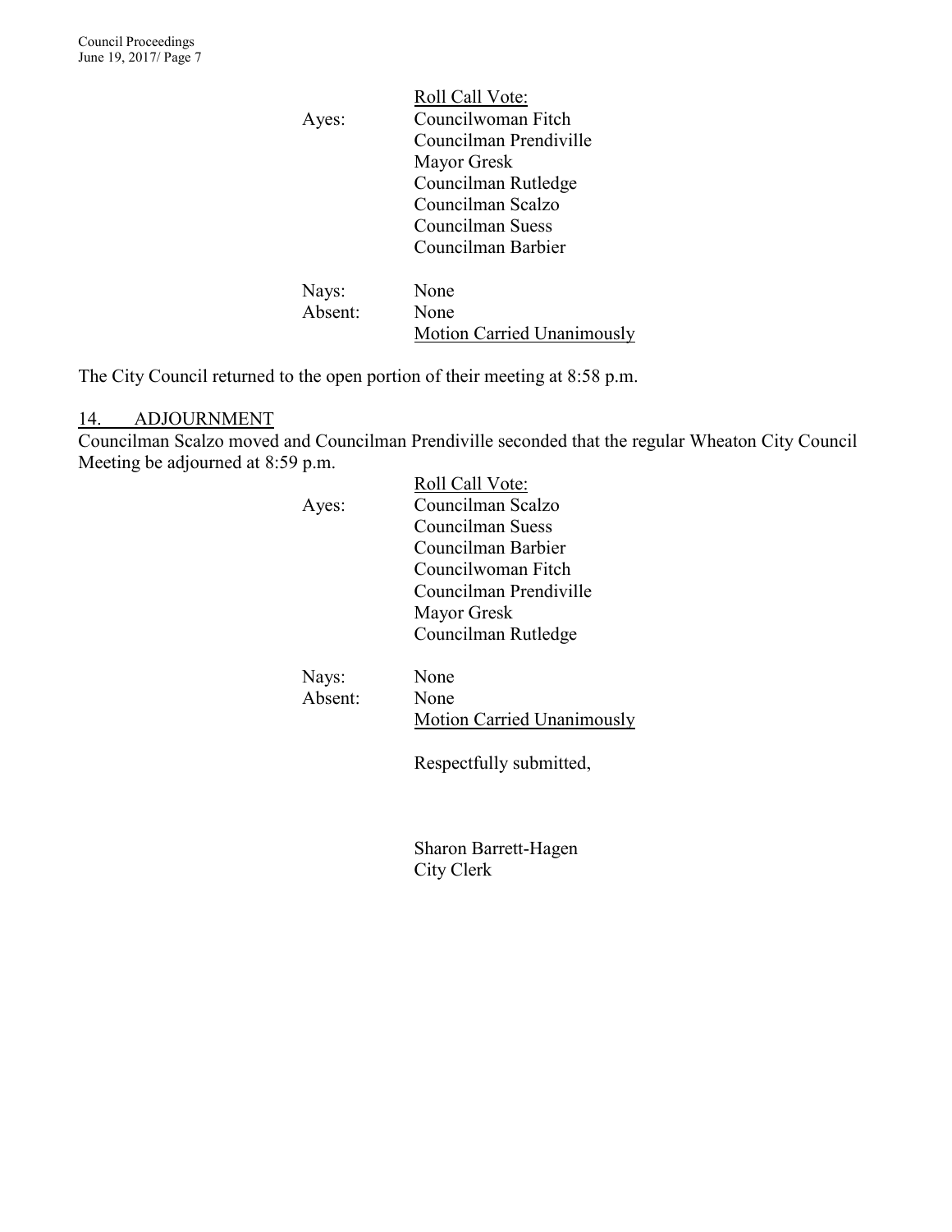Roll Call Vote:

| | |
|---|---|
| Ayes: | Councilwoman Fitch |
| | Councilman Prendiville |
| | Mayor Gresk |
| | Councilman Rutledge |
| | Councilman Scalzo |
| | Councilman Suess |
| | Councilman Barbier |
| Nays: | None |
| Absent: | None |

Motion Carried Unanimously

The City Council returned to the open portion of their meeting at 8:58 p.m.

## 14. ADJOURNMENT

Councilman Scalzo moved and Councilman Prendiville seconded that the regular Wheaton City Council Meeting be adjourned at 8:59 p.m.

Roll Call Vote:

| | |
|---|---|
| Ayes: | Councilman Scalzo |
| | Councilman Suess |
| | Councilman Barbier |
| | Councilwoman Fitch |
| | Councilman Prendiville |
| | Mayor Gresk |
| | Councilman Rutledge |
| Nays: | None |
| Absent: | None |

Motion Carried Unanimously

Respectfully submitted,

Sharon Barrett-Hagen
City Clerk